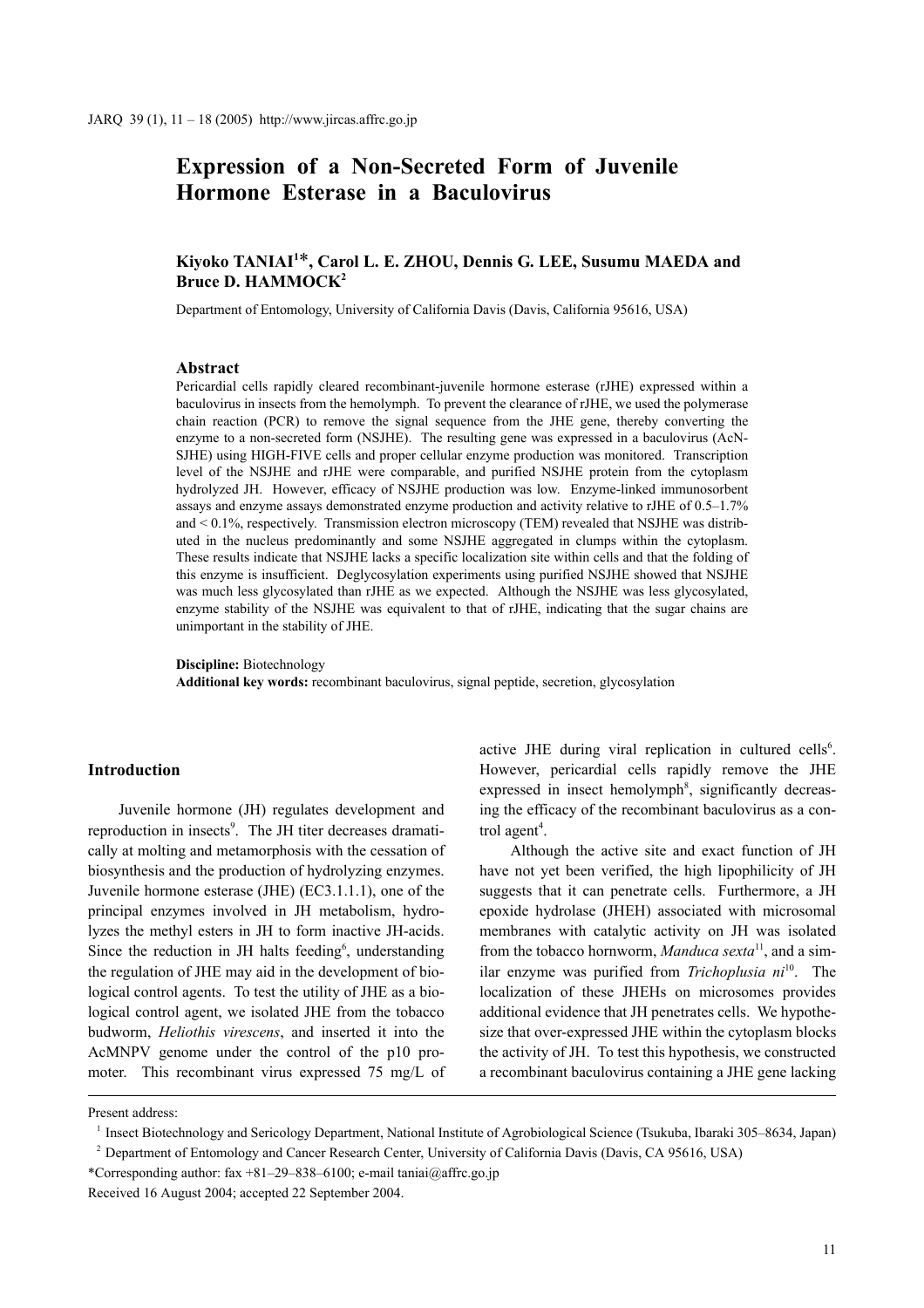# Expression of a Non-Secreted Form of Juvenile Hormone Esterase in a Baculovirus

**Kiyoko TANIAI[1]*, Carol L. E. ZHOU, Dennis G. LEE, Susumu MAEDA and Bruce D. HAMMOCK[2]**

Department of Entomology, University of California Davis (Davis, California 95616, USA)

## Abstract

Pericardial cells rapidly cleared recombinant-juvenile hormone esterase (rJHE) expressed within a baculovirus in insects from the hemolymph. To prevent the clearance of rJHE, we used the polymerase chain reaction (PCR) to remove the signal sequence from the JHE gene, thereby converting the enzyme to a non-secreted form (NSJHE). The resulting gene was expressed in a baculovirus (AcN-SJHE) using HIGH-FIVE cells and proper cellular enzyme production was monitored. Transcription level of the NSJHE and rJHE were comparable, and purified NSJHE protein from the cytoplasm hydrolyzed JH. However, efficacy of NSJHE production was low. Enzyme-linked immunosorbent assays and enzyme assays demonstrated enzyme production and activity relative to rJHE of 0.5–1.7% and < 0.1%, respectively. Transmission electron microscopy (TEM) revealed that NSJHE was distributed in the nucleus predominantly and some NSJHE aggregated in clumps within the cytoplasm. These results indicate that NSJHE lacks a specific localization site within cells and that the folding of this enzyme is insufficient. Deglycosylation experiments using purified NSJHE showed that NSJHE was much less glycosylated than rJHE as we expected. Although the NSJHE was less glycosylated, enzyme stability of the NSJHE was equivalent to that of rJHE, indicating that the sugar chains are unimportant in the stability of JHE.

**Discipline:** Biotechnology
**Additional key words:** recombinant baculovirus, signal peptide, secretion, glycosylation

## Introduction

Juvenile hormone (JH) regulates development and reproduction in insects[9]. The JH titer decreases dramatically at molting and metamorphosis with the cessation of biosynthesis and the production of hydrolyzing enzymes. Juvenile hormone esterase (JHE) (EC3.1.1.1), one of the principal enzymes involved in JH metabolism, hydrolyzes the methyl esters in JH to form inactive JH-acids. Since the reduction in JH halts feeding[6], understanding the regulation of JHE may aid in the development of biological control agents. To test the utility of JHE as a biological control agent, we isolated JHE from the tobacco budworm, *Heliothis virescens*, and inserted it into the AcMNPV genome under the control of the p10 promoter. This recombinant virus expressed 75 mg/L of active JHE during viral replication in cultured cells[6]. However, pericardial cells rapidly remove the JHE expressed in insect hemolymph[8], significantly decreasing the efficacy of the recombinant baculovirus as a control agent[4].

Although the active site and exact function of JH have not yet been verified, the high lipophilicity of JH suggests that it can penetrate cells. Furthermore, a JH epoxide hydrolase (JHEH) associated with microsomal membranes with catalytic activity on JH was isolated from the tobacco hornworm, *Manduca sexta*[11], and a similar enzyme was purified from *Trichoplusia ni*[10]. The localization of these JHEHs on microsomes provides additional evidence that JH penetrates cells. We hypothesize that over-expressed JHE within the cytoplasm blocks the activity of JH. To test this hypothesis, we constructed a recombinant baculovirus containing a JHE gene lacking

---

Present address:

[1] Insect Biotechnology and Sericology Department, National Institute of Agrobiological Science (Tsukuba, Ibaraki 305–8634, Japan)

[2] Department of Entomology and Cancer Research Center, University of California Davis (Davis, CA 95616, USA)

*Corresponding author: fax +81–29–838–6100; e-mail taniai@affrc.go.jp

Received 16 August 2004; accepted 22 September 2004.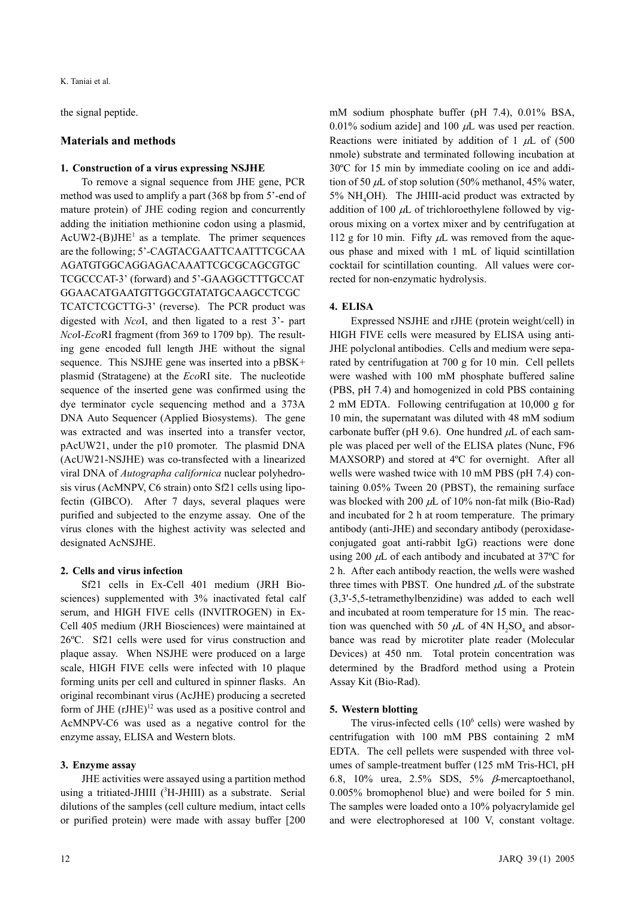the signal peptide.

## Materials and methods

### 1. Construction of a virus expressing NSJHE

To remove a signal sequence from JHE gene, PCR method was used to amplify a part (368 bp from 5'-end of mature protein) of JHE coding region and concurrently adding the initiation methionine codon using a plasmid, AcUW2-(B)JHE[1] as a template. The primer sequences are the following; 5'-CAGTACGAATTCAATTTCGCAAAGATGTGGCAGGAGACAAATTCGCGCAGCGTGCTCGCCCAT-3' (forward) and 5'-GAAGGCTTTGCCATGGAACATGAATGTTGGCGTATATGCAAGCCTCGCTCATCTCGCTTG-3' (reverse). The PCR product was digested with *Nco*I, and then ligated to a rest 3'- part *Nco*I-*Eco*RI fragment (from 369 to 1709 bp). The resulting gene encoded full length JHE without the signal sequence. This NSJHE gene was inserted into a pBSK+ plasmid (Stratagene) at the *Eco*RI site. The nucleotide sequence of the inserted gene was confirmed using the dye terminator cycle sequencing method and a 373A DNA Auto Sequencer (Applied Biosystems). The gene was extracted and was inserted into a transfer vector, pAcUW21, under the p10 promoter. The plasmid DNA (AcUW21-NSJHE) was co-transfected with a linearized viral DNA of *Autographa californica* nuclear polyhedrosis virus (AcMNPV, C6 strain) onto Sf21 cells using lipofectin (GIBCO). After 7 days, several plaques were purified and subjected to the enzyme assay. One of the virus clones with the highest activity was selected and designated AcNSJHE.

### 2. Cells and virus infection

Sf21 cells in Ex-Cell 401 medium (JRH Biosciences) supplemented with 3% inactivated fetal calf serum, and HIGH FIVE cells (INVITROGEN) in Ex-Cell 405 medium (JRH Biosciences) were maintained at 26ºC. Sf21 cells were used for virus construction and plaque assay. When NSJHE were produced on a large scale, HIGH FIVE cells were infected with 10 plaque forming units per cell and cultured in spinner flasks. An original recombinant virus (AcJHE) producing a secreted form of JHE (rJHE)[12] was used as a positive control and AcMNPV-C6 was used as a negative control for the enzyme assay, ELISA and Western blots.

### 3. Enzyme assay

JHE activities were assayed using a partition method using a tritiated-JHIII ($^3$H-JHIII) as a substrate. Serial dilutions of the samples (cell culture medium, intact cells or purified protein) were made with assay buffer [200 mM sodium phosphate buffer (pH 7.4), 0.01% BSA, 0.01% sodium azide] and 100 μL was used per reaction. Reactions were initiated by addition of 1 μL of (500 nmole) substrate and terminated following incubation at 30ºC for 15 min by immediate cooling on ice and addition of 50 μL of stop solution (50% methanol, 45% water, 5% $NH_4OH$). The JHIII-acid product was extracted by addition of 100 μL of trichloroethylene followed by vigorous mixing on a vortex mixer and by centrifugation at 112 g for 10 min. Fifty μL was removed from the aqueous phase and mixed with 1 mL of liquid scintillation cocktail for scintillation counting. All values were corrected for non-enzymatic hydrolysis.

### 4. ELISA

Expressed NSJHE and rJHE (protein weight/cell) in HIGH FIVE cells were measured by ELISA using anti-JHE polyclonal antibodies. Cells and medium were separated by centrifugation at 700 g for 10 min. Cell pellets were washed with 100 mM phosphate buffered saline (PBS, pH 7.4) and homogenized in cold PBS containing 2 mM EDTA. Following centrifugation at 10,000 g for 10 min, the supernatant was diluted with 48 mM sodium carbonate buffer (pH 9.6). One hundred μL of each sample was placed per well of the ELISA plates (Nunc, F96 MAXSORP) and stored at 4ºC for overnight. After all wells were washed twice with 10 mM PBS (pH 7.4) containing 0.05% Tween 20 (PBST), the remaining surface was blocked with 200 μL of 10% non-fat milk (Bio-Rad) and incubated for 2 h at room temperature. The primary antibody (anti-JHE) and secondary antibody (peroxidase-conjugated goat anti-rabbit IgG) reactions were done using 200 μL of each antibody and incubated at 37ºC for 2 h. After each antibody reaction, the wells were washed three times with PBST. One hundred μL of the substrate (3,3'-5,5-tetramethylbenzidine) was added to each well and incubated at room temperature for 15 min. The reaction was quenched with 50 μL of 4N $H_2SO_4$ and absorbance was read by microtiter plate reader (Molecular Devices) at 450 nm. Total protein concentration was determined by the Bradford method using a Protein Assay Kit (Bio-Rad).

### 5. Western blotting

The virus-infected cells ($10^6$ cells) were washed by centrifugation with 100 mM PBS containing 2 mM EDTA. The cell pellets were suspended with three volumes of sample-treatment buffer (125 mM Tris-HCl, pH 6.8, 10% urea, 2.5% SDS, 5% β-mercaptoethanol, 0.005% bromophenol blue) and were boiled for 5 min. The samples were loaded onto a 10% polyacrylamide gel and were electrophoresed at 100 V, constant voltage.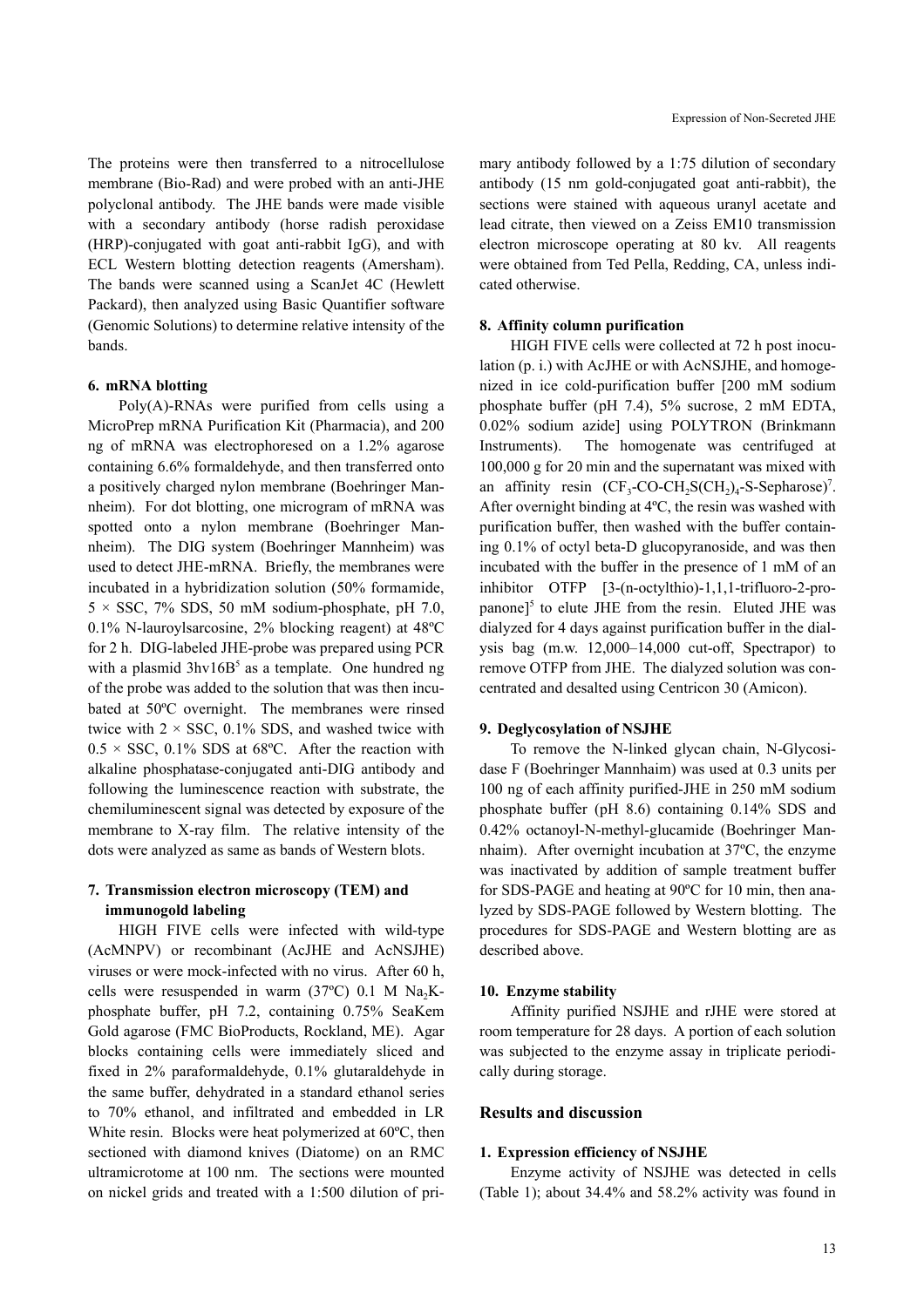The proteins were then transferred to a nitrocellulose membrane (Bio-Rad) and were probed with an anti-JHE polyclonal antibody. The JHE bands were made visible with a secondary antibody (horse radish peroxidase (HRP)-conjugated with goat anti-rabbit IgG), and with ECL Western blotting detection reagents (Amersham). The bands were scanned using a ScanJet 4C (Hewlett Packard), then analyzed using Basic Quantifier software (Genomic Solutions) to determine relative intensity of the bands.

#### 6. mRNA blotting

Poly(A)-RNAs were purified from cells using a MicroPrep mRNA Purification Kit (Pharmacia), and 200 ng of mRNA was electrophoresed on a 1.2% agarose containing 6.6% formaldehyde, and then transferred onto a positively charged nylon membrane (Boehringer Mannheim). For dot blotting, one microgram of mRNA was spotted onto a nylon membrane (Boehringer Mannheim). The DIG system (Boehringer Mannheim) was used to detect JHE-mRNA. Briefly, the membranes were incubated in a hybridization solution (50% formamide, $5 \times$ SSC, 7% SDS, 50 mM sodium-phosphate, pH 7.0, 0.1% N-lauroylsarcosine, 2% blocking reagent) at 48ºC for 2 h. DIG-labeled JHE-probe was prepared using PCR with a plasmid 3hv16B[5] as a template. One hundred ng of the probe was added to the solution that was then incubated at 50ºC overnight. The membranes were rinsed twice with $2 \times$ SSC, 0.1% SDS, and washed twice with $0.5 \times$ SSC, 0.1% SDS at 68ºC. After the reaction with alkaline phosphatase-conjugated anti-DIG antibody and following the luminescence reaction with substrate, the chemiluminescent signal was detected by exposure of the membrane to X-ray film. The relative intensity of the dots were analyzed as same as bands of Western blots.

#### 7. Transmission electron microscopy (TEM) and immunogold labeling

HIGH FIVE cells were infected with wild-type (AcMNPV) or recombinant (AcJHE and AcNSJHE) viruses or were mock-infected with no virus. After 60 h, cells were resuspended in warm (37ºC) 0.1 M $Na_2K$-phosphate buffer, pH 7.2, containing 0.75% SeaKem Gold agarose (FMC BioProducts, Rockland, ME). Agar blocks containing cells were immediately sliced and fixed in 2% paraformaldehyde, 0.1% glutaraldehyde in the same buffer, dehydrated in a standard ethanol series to 70% ethanol, and infiltrated and embedded in LR White resin. Blocks were heat polymerized at 60ºC, then sectioned with diamond knives (Diatome) on an RMC ultramicrotome at 100 nm. The sections were mounted on nickel grids and treated with a 1:500 dilution of primary antibody followed by a 1:75 dilution of secondary antibody (15 nm gold-conjugated goat anti-rabbit), the sections were stained with aqueous uranyl acetate and lead citrate, then viewed on a Zeiss EM10 transmission electron microscope operating at 80 kv. All reagents were obtained from Ted Pella, Redding, CA, unless indicated otherwise.

#### 8. Affinity column purification

HIGH FIVE cells were collected at 72 h post inoculation (p. i.) with AcJHE or with AcNSJHE, and homogenized in ice cold-purification buffer [200 mM sodium phosphate buffer (pH 7.4), 5% sucrose, 2 mM EDTA, 0.02% sodium azide] using POLYTRON (Brinkmann Instruments). The homogenate was centrifuged at 100,000 g for 20 min and the supernatant was mixed with an affinity resin ($CF_3$-CO-$CH_2S(CH_2)_4$-S-Sepharose)[7]. After overnight binding at 4ºC, the resin was washed with purification buffer, then washed with the buffer containing 0.1% of octyl beta-D glucopyranoside, and was then incubated with the buffer in the presence of 1 mM of an inhibitor OTFP [3-(n-octylthio)-1,1,1-trifluoro-2-propanone][5] to elute JHE from the resin. Eluted JHE was dialyzed for 4 days against purification buffer in the dialysis bag (m.w. 12,000–14,000 cut-off, Spectrapor) to remove OTFP from JHE. The dialyzed solution was concentrated and desalted using Centricon 30 (Amicon).

#### 9. Deglycosylation of NSJHE

To remove the N-linked glycan chain, N-Glycosidase F (Boehringer Mannhaim) was used at 0.3 units per 100 ng of each affinity purified-JHE in 250 mM sodium phosphate buffer (pH 8.6) containing 0.14% SDS and 0.42% octanoyl-N-methyl-glucamide (Boehringer Mannhaim). After overnight incubation at 37ºC, the enzyme was inactivated by addition of sample treatment buffer for SDS-PAGE and heating at 90ºC for 10 min, then analyzed by SDS-PAGE followed by Western blotting. The procedures for SDS-PAGE and Western blotting are as described above.

#### 10. Enzyme stability

Affinity purified NSJHE and rJHE were stored at room temperature for 28 days. A portion of each solution was subjected to the enzyme assay in triplicate periodically during storage.

### Results and discussion

#### 1. Expression efficiency of NSJHE

Enzyme activity of NSJHE was detected in cells (Table 1); about 34.4% and 58.2% activity was found in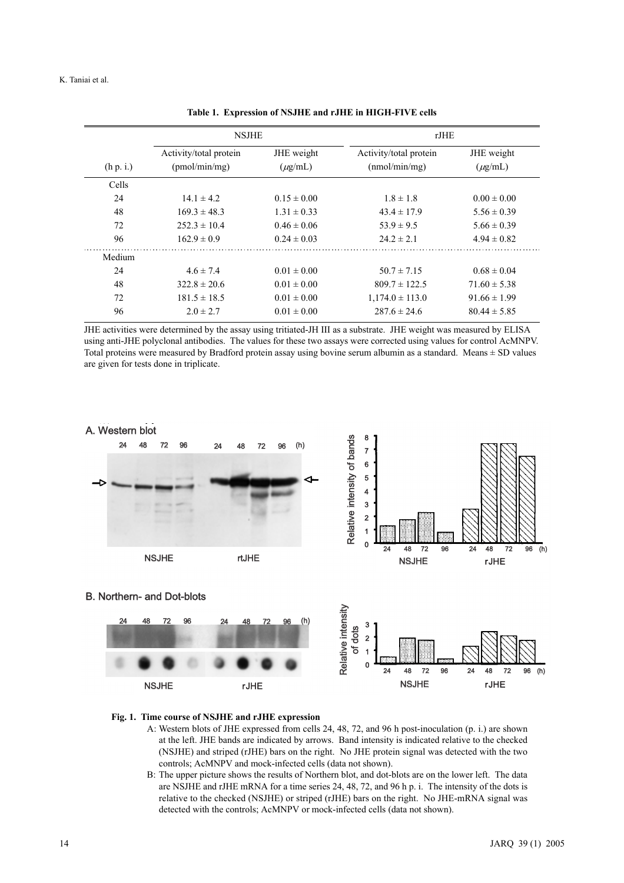**Table 1. Expression of NSJHE and rJHE in HIGH-FIVE cells**

| | NSJHE | | rJHE | |
|---|---|---|---|---|
| (h p. i.) | Activity/total protein (pmol/min/mg) | JHE weight ($\mu$g/mL) | Activity/total protein (nmol/min/mg) | JHE weight ($\mu$g/mL) |
| Cells | | | | |
| 24 | 14.1 ± 4.2 | 0.15 ± 0.00 | 1.8 ± 1.8 | 0.00 ± 0.00 |
| 48 | 169.3 ± 48.3 | 1.31 ± 0.33 | 43.4 ± 17.9 | 5.56 ± 0.39 |
| 72 | 252.3 ± 10.4 | 0.46 ± 0.06 | 53.9 ± 9.5 | 5.66 ± 0.39 |
| 96 | 162.9 ± 0.9 | 0.24 ± 0.03 | 24.2 ± 2.1 | 4.94 ± 0.82 |
| Medium | | | | |
| 24 | 4.6 ± 7.4 | 0.01 ± 0.00 | 50.7 ± 7.15 | 0.68 ± 0.04 |
| 48 | 322.8 ± 20.6 | 0.01 ± 0.00 | 809.7 ± 122.5 | 71.60 ± 5.38 |
| 72 | 181.5 ± 18.5 | 0.01 ± 0.00 | 1,174.0 ± 113.0 | 91.66 ± 1.99 |
| 96 | 2.0 ± 2.7 | 0.01 ± 0.00 | 287.6 ± 24.6 | 80.44 ± 5.85 |

JHE activities were determined by the assay using tritiated-JH III as a substrate. JHE weight was measured by ELISA using anti-JHE polyclonal antibodies. The values for these two assays were corrected using values for control AcMNPV. Total proteins were measured by Bradford protein assay using bovine serum albumin as a standard. Means ± SD values are given for tests done in triplicate.

**Fig. 1. Time course of NSJHE and rJHE expression**

A: Western blots of JHE expressed from cells 24, 48, 72, and 96 h post-inoculation (p. i.) are shown at the left. JHE bands are indicated by arrows. Band intensity is indicated relative to the checked (NSJHE) and striped (rJHE) bars on the right. No JHE protein signal was detected with the two controls; AcMNPV and mock-infected cells (data not shown).

B: The upper picture shows the results of Northern blot, and dot-blots are on the lower left. The data are NSJHE and rJHE mRNA for a time series 24, 48, 72, and 96 h p. i. The intensity of the dots is relative to the checked (NSJHE) or striped (rJHE) bars on the right. No JHE-mRNA signal was detected with the controls; AcMNPV or mock-infected cells (data not shown).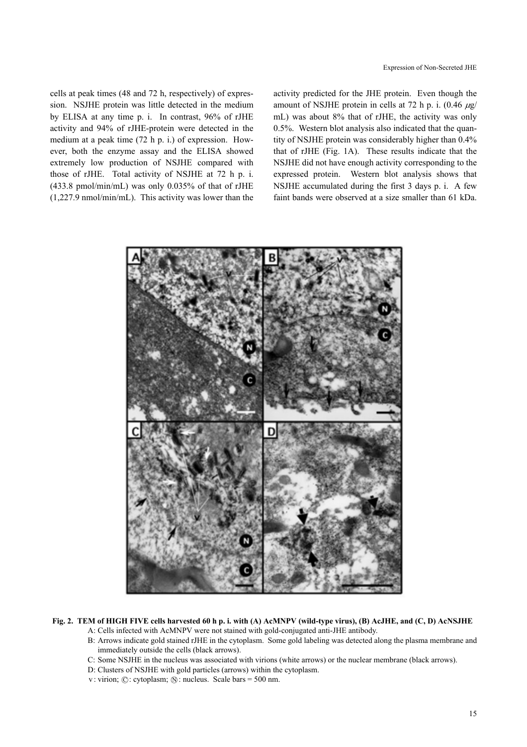cells at peak times (48 and 72 h, respectively) of expression. NSJHE protein was little detected in the medium by ELISA at any time p. i. In contrast, 96% of rJHE activity and 94% of rJHE-protein were detected in the medium at a peak time (72 h p. i.) of expression. However, both the enzyme assay and the ELISA showed extremely low production of NSJHE compared with those of rJHE. Total activity of NSJHE at 72 h p. i. (433.8 pmol/min/mL) was only 0.035% of that of rJHE (1,227.9 nmol/min/mL). This activity was lower than the activity predicted for the JHE protein. Even though the amount of NSJHE protein in cells at 72 h p. i. (0.46 $\mu$g/mL) was about 8% that of rJHE, the activity was only 0.5%. Western blot analysis also indicated that the quantity of NSJHE protein was considerably higher than 0.4% that of rJHE (Fig. 1A). These results indicate that the NSJHE did not have enough activity corresponding to the expressed protein. Western blot analysis shows that NSJHE accumulated during the first 3 days p. i. A few faint bands were observed at a size smaller than 61 kDa.

**Fig. 2. TEM of HIGH FIVE cells harvested 60 h p. i. with (A) AcMNPV (wild-type virus), (B) AcJHE, and (C, D) AcNSJHE**

A: Cells infected with AcMNPV were not stained with gold-conjugated anti-JHE antibody.

B: Arrows indicate gold stained rJHE in the cytoplasm. Some gold labeling was detected along the plasma membrane and immediately outside the cells (black arrows).

C: Some NSJHE in the nucleus was associated with virions (white arrows) or the nuclear membrane (black arrows).

D: Clusters of NSJHE with gold particles (arrows) within the cytoplasm.

v: virion; Ⓒ: cytoplasm; Ⓝ: nucleus. Scale bars = 500 nm.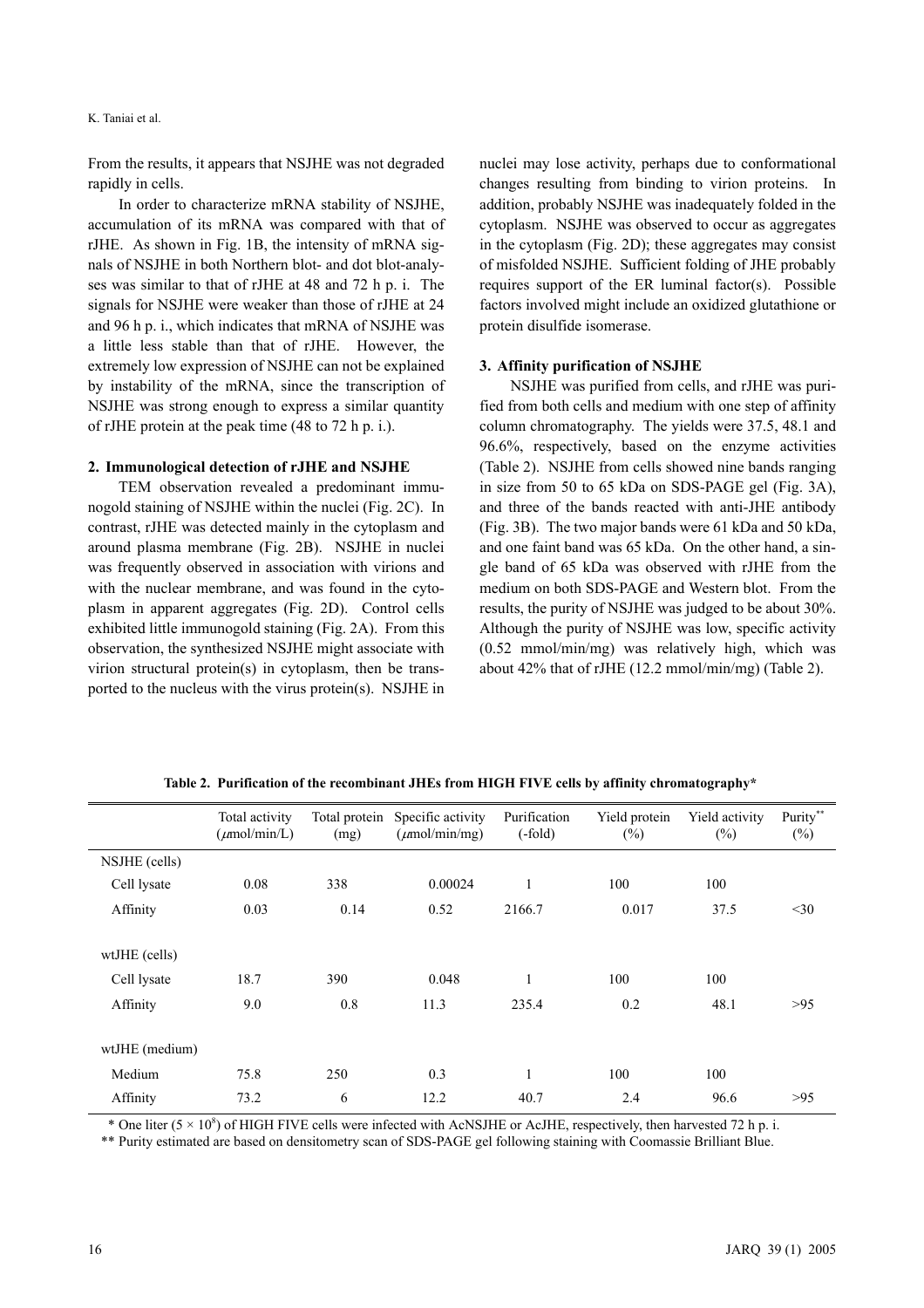From the results, it appears that NSJHE was not degraded rapidly in cells.

In order to characterize mRNA stability of NSJHE, accumulation of its mRNA was compared with that of rJHE. As shown in Fig. 1B, the intensity of mRNA signals of NSJHE in both Northern blot- and dot blot-analyses was similar to that of rJHE at 48 and 72 h p. i. The signals for NSJHE were weaker than those of rJHE at 24 and 96 h p. i., which indicates that mRNA of NSJHE was a little less stable than that of rJHE. However, the extremely low expression of NSJHE can not be explained by instability of the mRNA, since the transcription of NSJHE was strong enough to express a similar quantity of rJHE protein at the peak time (48 to 72 h p. i.).

### 2. Immunological detection of rJHE and NSJHE

TEM observation revealed a predominant immunogold staining of NSJHE within the nuclei (Fig. 2C). In contrast, rJHE was detected mainly in the cytoplasm and around plasma membrane (Fig. 2B). NSJHE in nuclei was frequently observed in association with virions and with the nuclear membrane, and was found in the cytoplasm in apparent aggregates (Fig. 2D). Control cells exhibited little immunogold staining (Fig. 2A). From this observation, the synthesized NSJHE might associate with virion structural protein(s) in cytoplasm, then be transported to the nucleus with the virus protein(s). NSJHE in nuclei may lose activity, perhaps due to conformational changes resulting from binding to virion proteins. In addition, probably NSJHE was inadequately folded in the cytoplasm. NSJHE was observed to occur as aggregates in the cytoplasm (Fig. 2D); these aggregates may consist of misfolded NSJHE. Sufficient folding of JHE probably requires support of the ER luminal factor(s). Possible factors involved might include an oxidized glutathione or protein disulfide isomerase.

### 3. Affinity purification of NSJHE

NSJHE was purified from cells, and rJHE was purified from both cells and medium with one step of affinity column chromatography. The yields were 37.5, 48.1 and 96.6%, respectively, based on the enzyme activities (Table 2). NSJHE from cells showed nine bands ranging in size from 50 to 65 kDa on SDS-PAGE gel (Fig. 3A), and three of the bands reacted with anti-JHE antibody (Fig. 3B). The two major bands were 61 kDa and 50 kDa, and one faint band was 65 kDa. On the other hand, a single band of 65 kDa was observed with rJHE from the medium on both SDS-PAGE and Western blot. From the results, the purity of NSJHE was judged to be about 30%. Although the purity of NSJHE was low, specific activity (0.52 mmol/min/mg) was relatively high, which was about 42% that of rJHE (12.2 mmol/min/mg) (Table 2).

**Table 2. Purification of the recombinant JHEs from HIGH FIVE cells by affinity chromatography***

| | Total activity ($\mu$mol/min/L) | Total protein (mg) | Specific activity ($\mu$mol/min/mg) | Purification (-fold) | Yield protein (%) | Yield activity (%) | Purity** (%) |
|---|---|---|---|---|---|---|---|
| NSJHE (cells) | | | | | | | |
| Cell lysate | 0.08 | 338 | 0.00024 | 1 | 100 | 100 | |
| Affinity | 0.03 | 0.14 | 0.52 | 2166.7 | 0.017 | 37.5 | <30 |
| wtJHE (cells) | | | | | | | |
| Cell lysate | 18.7 | 390 | 0.048 | 1 | 100 | 100 | |
| Affinity | 9.0 | 0.8 | 11.3 | 235.4 | 0.2 | 48.1 | >95 |
| wtJHE (medium) | | | | | | | |
| Medium | 75.8 | 250 | 0.3 | 1 | 100 | 100 | |
| Affinity | 73.2 | 6 | 12.2 | 40.7 | 2.4 | 96.6 | >95 |

\* One liter ($5 \times 10^8$) of HIGH FIVE cells were infected with AcNSJHE or AcJHE, respectively, then harvested 72 h p. i.

** Purity estimated are based on densitometry scan of SDS-PAGE gel following staining with Coomassie Brilliant Blue.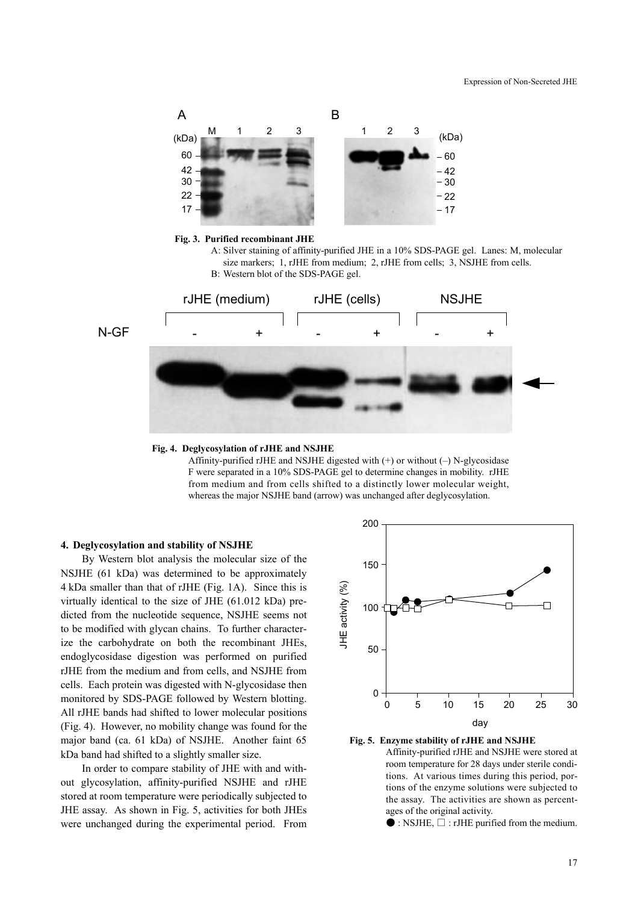**Fig. 3. Purified recombinant JHE**

A: Silver staining of affinity-purified JHE in a 10% SDS-PAGE gel. Lanes: M, molecular size markers; 1, rJHE from medium; 2, rJHE from cells; 3, NSJHE from cells.

B: Western blot of the SDS-PAGE gel.

**Fig. 4. Deglycosylation of rJHE and NSJHE**

Affinity-purified rJHE and NSJHE digested with (+) or without (–) N-glycosidase F were separated in a 10% SDS-PAGE gel to determine changes in mobility. rJHE from medium and from cells shifted to a distinctly lower molecular weight, whereas the major NSJHE band (arrow) was unchanged after deglycosylation.

### 4. Deglycosylation and stability of NSJHE

By Western blot analysis the molecular size of the NSJHE (61 kDa) was determined to be approximately 4 kDa smaller than that of rJHE (Fig. 1A). Since this is virtually identical to the size of JHE (61.012 kDa) predicted from the nucleotide sequence, NSJHE seems not to be modified with glycan chains. To further characterize the carbohydrate on both the recombinant JHEs, endoglycosidase digestion was performed on purified rJHE from the medium and from cells, and NSJHE from cells. Each protein was digested with N-glycosidase then monitored by SDS-PAGE followed by Western blotting. All rJHE bands had shifted to lower molecular positions (Fig. 4). However, no mobility change was found for the major band (ca. 61 kDa) of NSJHE. Another faint 65 kDa band had shifted to a slightly smaller size.

In order to compare stability of JHE with and without glycosylation, affinity-purified NSJHE and rJHE stored at room temperature were periodically subjected to JHE assay. As shown in Fig. 5, activities for both JHEs were unchanged during the experimental period. From

**Fig. 5. Enzyme stability of rJHE and NSJHE**

Affinity-purified rJHE and NSJHE were stored at room temperature for 28 days under sterile conditions. At various times during this period, portions of the enzyme solutions were subjected to the assay. The activities are shown as percentages of the original activity.

●: NSJHE, □: rJHE purified from the medium.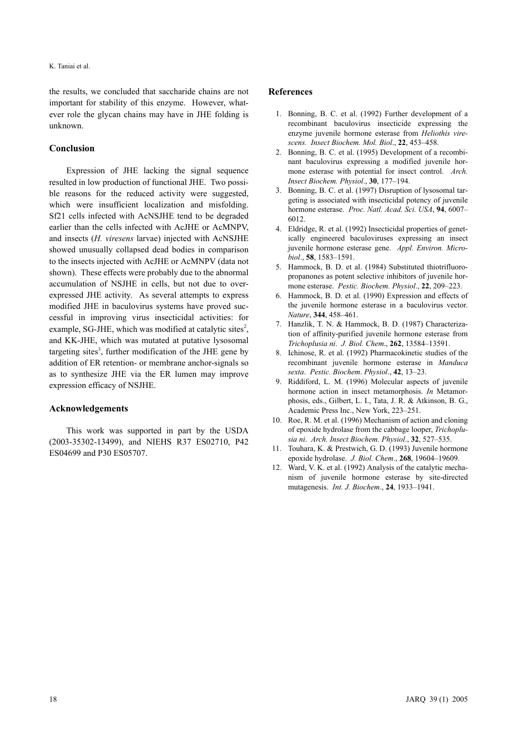the results, we concluded that saccharide chains are not important for stability of this enzyme. However, whatever role the glycan chains may have in JHE folding is unknown.

## Conclusion

Expression of JHE lacking the signal sequence resulted in low production of functional JHE. Two possible reasons for the reduced activity were suggested, which were insufficient localization and misfolding. Sf21 cells infected with AcNSJHE tend to be degraded earlier than the cells infected with AcJHE or AcMNPV, and insects (*H. virescens* larvae) injected with AcNSJHE showed unusually collapsed dead bodies in comparison to the insects injected with AcJHE or AcMNPV (data not shown). These effects were probably due to the abnormal accumulation of NSJHE in cells, but not due to overexpressed JHE activity. As several attempts to express modified JHE in baculovirus systems have proved successful in improving virus insecticidal activities: for example, SG-JHE, which was modified at catalytic sites[2], and KK-JHE, which was mutated at putative lysosomal targeting sites[3], further modification of the JHE gene by addition of ER retention- or membrane anchor-signals so as to synthesize JHE via the ER lumen may improve expression efficacy of NSJHE.

## Acknowledgements

This work was supported in part by the USDA (2003-35302-13499), and NIEHS R37 ES02710, P42 ES04699 and P30 ES05707.

## References

1. Bonning, B. C. et al. (1992) Further development of a recombinant baculovirus insecticide expressing the enzyme juvenile hormone esterase from *Heliothis virescens*. *Insect Biochem. Mol. Biol*., **22**, 453–458.
2. Bonning, B. C. et al. (1995) Development of a recombinant baculovirus expressing a modified juvenile hormone esterase with potential for insect control. *Arch. Insect Biochem. Physiol*., **30**, 177–194.
3. Bonning, B. C. et al. (1997) Disruption of lysosomal targeting is associated with insecticidal potency of juvenile hormone esterase. *Proc. Natl. Acad. Sci. USA*, **94**, 6007–6012.
4. Eldridge, R. et al. (1992) Insecticidal properties of genetically engineered baculoviruses expressing an insect juvenile hormone esterase gene. *Appl. Environ. Microbiol*., **58**, 1583–1591.
5. Hammock, B. D. et al. (1984) Substituted thiotrifluoropropanones as potent selective inhibitors of juvenile hormone esterase. *Pestic. Biochem. Physiol*., **22**, 209–223.
6. Hammock, B. D. et al. (1990) Expression and effects of the juvenile hormone esterase in a baculovirus vector. *Nature*, **344**, 458–461.
7. Hanzlik, T. N. & Hammock, B. D. (1987) Characterization of affinity-purified juvenile hormone esterase from *Trichoplusia ni*. *J. Biol. Chem*., **262**, 13584–13591.
8. Ichinose, R. et al. (1992) Pharmacokinetic studies of the recombinant juvenile hormone esterase in *Manduca sexta*. *Pestic. Biochem. Physiol*., **42**, 13–23.
9. Riddiford, L. M. (1996) Molecular aspects of juvenile hormone action in insect metamorphosis. *In* Metamorphosis, eds., Gilbert, L. I., Tata, J. R. & Atkinson, B. G., Academic Press Inc., New York, 223–251.
10. Roe, R. M. et al. (1996) Mechanism of action and cloning of epoxide hydrolase from the cabbage looper, *Trichoplusia ni*. *Arch. Insect Biochem. Physiol*., **32**, 527–535.
11. Touhara, K. & Prestwich, G. D. (1993) Juvenile hormone epoxide hydrolase. *J. Biol. Chem*., **268**, 19604–19609.
12. Ward, V. K. et al. (1992) Analysis of the catalytic mechanism of juvenile hormone esterase by site-directed mutagenesis. *Int. J. Biochem*., **24**, 1933–1941.